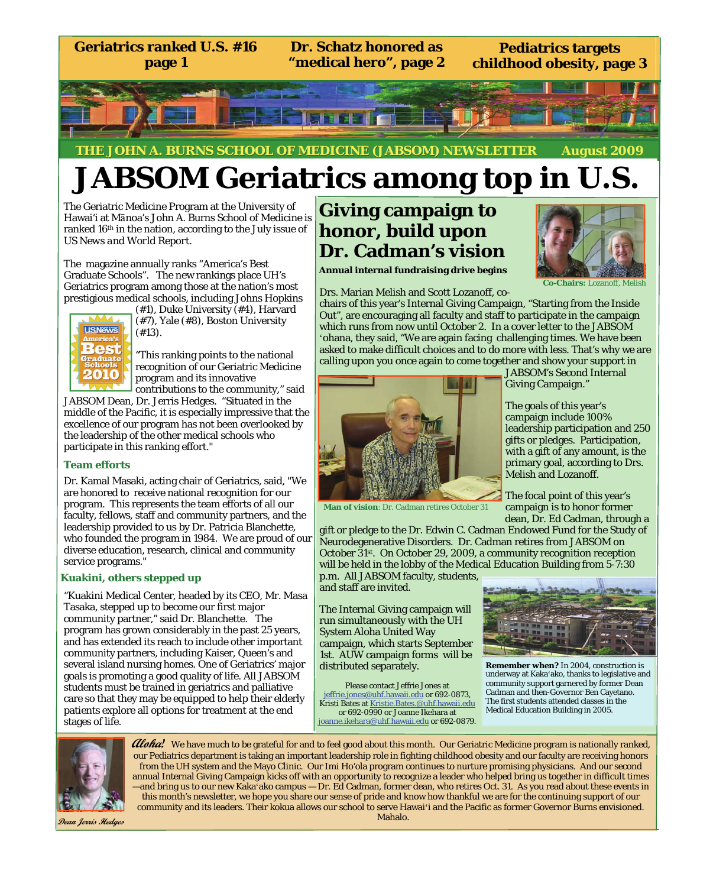Geriatrics ranked U.S. #16 page 1 | Dr. Schatz honored as "medical hero", page 2 | Pediatrics targets childhood obesity, page 3

**THE JOHN A. BURNS SCHOOL OF MEDICINE (JABSOM) NEWSLETTER August 2009**

# JABSOM Geriatrics among top in U.S.

The Geriatric Medicine Program at the University of Hawai'i at Mānoa's John A. Burns School of Medicine is ranked 16th in the nation, according to the July issue of *US News and World Report.*

The magazine annually ranks "America's Best Graduate Schools". The new rankings place UH's Geriatrics program among those at the nation's most prestigious medical schools, including Johns Hopkins (#1), Duke University (#4), Harvard (#7), Yale (#8), Boston University (#13).

"This ranking points to the national recognition of our Geriatric Medicine program and its innovative contributions to the community," said JABSOM Dean, Dr. Jerris Hedges. "Situated in the middle of the Pacific, it is especially impressive that the excellence of our program has not been overlooked by the leadership of the other medical schools who participate in this ranking effort."

### Team efforts

Dr. Kamal Masaki, acting chair of Geriatrics, said, "We are honored to receive national recognition for our program. This represents the team efforts of all our faculty, fellows, staff and community partners, and the leadership provided to us by Dr. Patricia Blanchette, who founded the program in 1984. We are proud of our diverse education, research, clinical and community service programs."

### Kuakini, others stepped up

"Kuakini Medical Center, headed by its CEO, Mr. Masa Tasaka, stepped up to become our first major community partner," said Dr. Blanchette. The program has grown considerably in the past 25 years, and has extended its reach to include other important community partners, including Kaiser, Queen's and several island nursing homes. One of Geriatrics' major goals is promoting a good quality of life. All JABSOM students must be trained in geriatrics and palliative care so that they may be equipped to help their elderly patients explore all options for treatment at the end stages of life.

## Giving campaign to honor, build upon Dr. Cadman's vision

**Annual internal fundraising drive begins**

**Co-Chairs:** Lozanoff, Melish

Drs. Marian Melish and Scott Lozanoff, co-chairs of this year's Internal Giving Campaign, "Starting from the Inside Out", are encouraging all faculty and staff to participate in the campaign which runs from now until October 2. In a cover letter to the JABSOM 'ohana, they said, "We are again facing challenging times. We have been asked to make difficult choices and to do more with less. That's why we are calling upon you once again to come together and show your support in JABSOM's Second Internal Giving Campaign."

**Man of vision**: Dr. Cadman retires October 31

The goals of this year's campaign include 100% leadership participation and 250 gifts or pledges. Participation, with a gift of any amount, is the primary goal, according to Drs. Melish and Lozanoff.

The focal point of this year's campaign is to honor former dean, Dr. Ed Cadman, through a gift or pledge to the Dr. Edwin C. Cadman Endowed Fund for the Study of Neurodegenerative Disorders. Dr. Cadman retires from JABSOM on October 31st. On October 29, 2009, a community recognition reception will be held in the lobby of the Medical Education Building from 5-7:30 p.m. All JABSOM faculty, students, and staff are invited.

The Internal Giving campaign will run simultaneously with the UH System Aloha United Way campaign, which starts September 1st. AUW campaign forms will be distributed separately.

Please contact Jeffrie Jones at jeffrie.jones@uhf.hawaii.edu or 692-0873, Kristi Bates at Kristie.Bates.@uhf.hawaii.edu or 692-0990 or Joanne Ikehara at joanne.ikehara@uhf.hawaii.edu or 692-0879.

**Remember when?** In 2004, construction is underway at Kaka'ako, thanks to legislative and community support garnered by former Dean Cadman and then-Governor Ben Cayetano. The first students attended classes in the Medical Education Building in 2005.

***Aloha!*** We have much to be grateful for and to feel good about this month. Our Geriatric Medicine program is nationally ranked, our Pediatrics department is taking an important leadership role in fighting childhood obesity and our faculty are receiving honors from the UH system and the Mayo Clinic. Our Imi Ho'ola program continues to nurture promising physicians. And our second annual Internal Giving Campaign kicks off with an opportunity to recognize a leader who helped bring us together in difficult times —and bring us to our new Kaka'ako campus — Dr. Ed Cadman, former dean, who retires Oct. 31. As you read about these events in this month's newsletter, we hope you share our sense of pride and know how thankful we are for the continuing support of our community and its leaders. Their kokua allows our school to serve Hawai'i and the Pacific as former Governor Burns envisioned. Mahalo.

*Dean Jerris Hedges*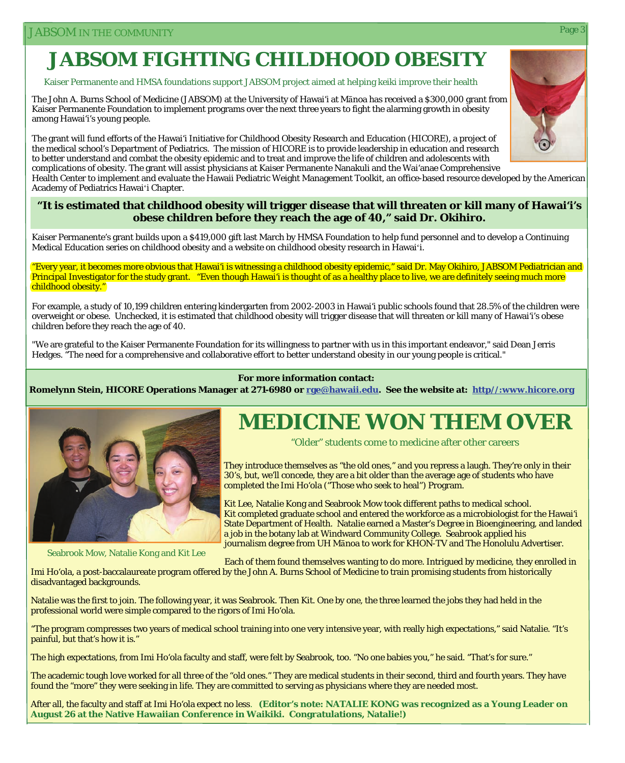# JABSOM FIGHTING CHILDHOOD OBESITY

Kaiser Permanente and HMSA foundations support JABSOM project aimed at helping keiki improve their health

The John A. Burns School of Medicine (JABSOM) at the University of Hawai'i at Mānoa has received a $300,000 grant from Kaiser Permanente Foundation to implement programs over the next three years to fight the alarming growth in obesity among Hawai'i's young people.

The grant will fund efforts of the Hawai'i Initiative for Childhood Obesity Research and Education (HICORE), a project of the medical school's Department of Pediatrics. The mission of HICORE is to provide leadership in education and research to better understand and combat the obesity epidemic and to treat and improve the life of children and adolescents with complications of obesity. The grant will assist physicians at Kaiser Permanente Nanakuli and the Wai'anae Comprehensive Health Center to implement and evaluate the Hawaii Pediatric Weight Management Toolkit, an office-based resource developed by the American Academy of Pediatrics Hawai'i Chapter.

**"It is estimated that childhood obesity will trigger disease that will threaten or kill many of Hawai'i's obese children before they reach the age of 40," said Dr. Okihiro.**

Kaiser Permanente's grant builds upon a $419,000 gift last March by HMSA Foundation to help fund personnel and to develop a Continuing Medical Education series on childhood obesity and a website on childhood obesity research in Hawai'i.

"Every year, it becomes more obvious that Hawai'i is witnessing a childhood obesity epidemic," said Dr. May Okihiro, JABSOM Pediatrician and Principal Investigator for the study grant. "Even though Hawai'i is thought of as a healthy place to live, we are definitely seeing much more childhood obesity."

For example, a study of 10,199 children entering kindergarten from 2002-2003 in Hawai'i public schools found that 28.5% of the children were overweight or obese. Unchecked, it is estimated that childhood obesity will trigger disease that will threaten or kill many of Hawai'i's obese children before they reach the age of 40.

"We are grateful to the Kaiser Permanente Foundation for its willingness to partner with us in this important endeavor," said Dean Jerris Hedges. "The need for a comprehensive and collaborative effort to better understand obesity in our young people is critical."

**For more information contact:**
**Romelynn Stein, HICORE Operations Manager at 271-6980 or rge@hawaii.edu. See the website at: http//:www.hicore.org**

# MEDICINE WON THEM OVER

"Older" students come to medicine after other careers

Seabrook Mow, Natalie Kong and Kit Lee

They introduce themselves as "the old ones," and you repress a laugh. They're only in their 30's, but, we'll concede, they are a bit older than the average age of students who have completed the Imi Ho'ola ("Those who seek to heal") Program.

Kit Lee, Natalie Kong and Seabrook Mow took different paths to medical school. Kit completed graduate school and entered the workforce as a microbiologist for the Hawai'i State Department of Health. Natalie earned a Master's Degree in Bioengineering, and landed a job in the botany lab at Windward Community College. Seabrook applied his journalism degree from UH Mānoa to work for KHON-TV and The Honolulu Advertiser.

Each of them found themselves wanting to do more. Intrigued by medicine, they enrolled in Imi Ho'ola, a post-baccalaureate program offered by the John A. Burns School of Medicine to train promising students from historically disadvantaged backgrounds.

Natalie was the first to join. The following year, it was Seabrook. Then Kit. One by one, the three learned the jobs they had held in the professional world were simple compared to the rigors of Imi Ho'ola.

"The program compresses two years of medical school training into one very intensive year, with really high expectations," said Natalie. "It's painful, but that's how it is."

The high expectations, from Imi Ho'ola faculty and staff, were felt by Seabrook, too. "No one babies you," he said. "That's for sure."

The academic tough love worked for all three of the "old ones." They are medical students in their second, third and fourth years. They have found the "more" they were seeking in life. They are committed to serving as physicians where they are needed most.

After all, the faculty and staff at Imi Ho'ola expect no less. **(Editor's note: NATALIE KONG was recognized as a Young Leader on August 26 at the Native Hawaiian Conference in Waikiki. Congratulations, Natalie!)**